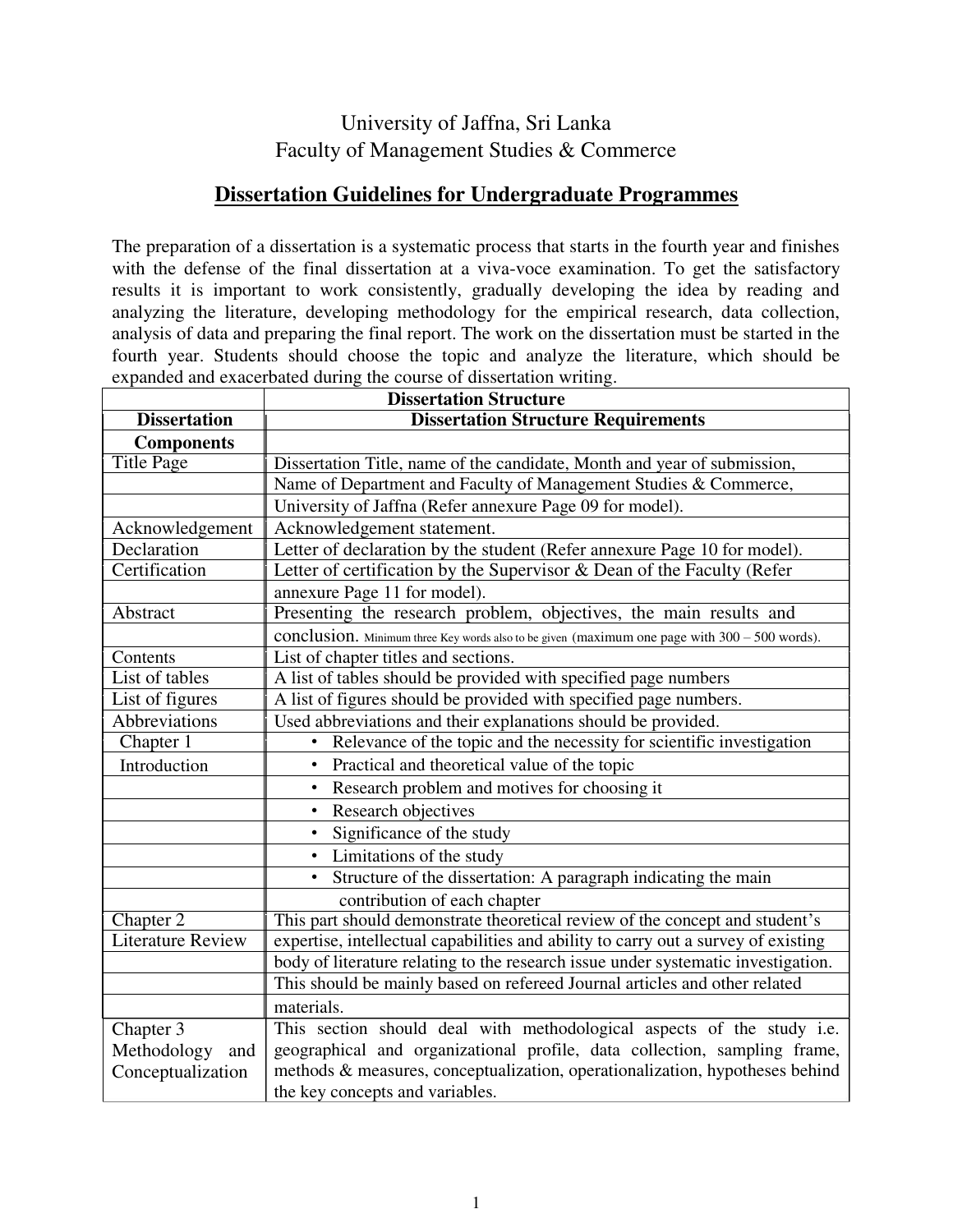University of Jaffna, Sri Lanka
Faculty of Management Studies & Commerce

## Dissertation Guidelines for Undergraduate Programmes

The preparation of a dissertation is a systematic process that starts in the fourth year and finishes with the defense of the final dissertation at a viva-voce examination. To get the satisfactory results it is important to work consistently, gradually developing the idea by reading and analyzing the literature, developing methodology for the empirical research, data collection, analysis of data and preparing the final report. The work on the dissertation must be started in the fourth year. Students should choose the topic and analyze the literature, which should be expanded and exacerbated during the course of dissertation writing.

| | Dissertation Structure |
|---|---|
| **Dissertation Components** | **Dissertation Structure Requirements** |
| Title Page | Dissertation Title, name of the candidate, Month and year of submission, Name of Department and Faculty of Management Studies & Commerce, University of Jaffna (Refer annexure Page 09 for model). |
| Acknowledgement | Acknowledgement statement. |
| Declaration | Letter of declaration by the student (Refer annexure Page 10 for model). |
| Certification | Letter of certification by the Supervisor & Dean of the Faculty (Refer annexure Page 11 for model). |
| Abstract | Presenting the research problem, objectives, the main results and conclusion. Minimum three Key words also to be given (maximum one page with 300 – 500 words). |
| Contents | List of chapter titles and sections. |
| List of tables | A list of tables should be provided with specified page numbers |
| List of figures | A list of figures should be provided with specified page numbers. |
| Abbreviations | Used abbreviations and their explanations should be provided. |
| Chapter 1 Introduction | • Relevance of the topic and the necessity for scientific investigation<br>• Practical and theoretical value of the topic<br>• Research problem and motives for choosing it<br>• Research objectives<br>• Significance of the study<br>• Limitations of the study<br>• Structure of the dissertation: A paragraph indicating the main contribution of each chapter |
| Chapter 2 Literature Review | This part should demonstrate theoretical review of the concept and student's expertise, intellectual capabilities and ability to carry out a survey of existing body of literature relating to the research issue under systematic investigation. This should be mainly based on refereed Journal articles and other related materials. |
| Chapter 3 Methodology and Conceptualization | This section should deal with methodological aspects of the study i.e. geographical and organizational profile, data collection, sampling frame, methods & measures, conceptualization, operationalization, hypotheses behind the key concepts and variables. |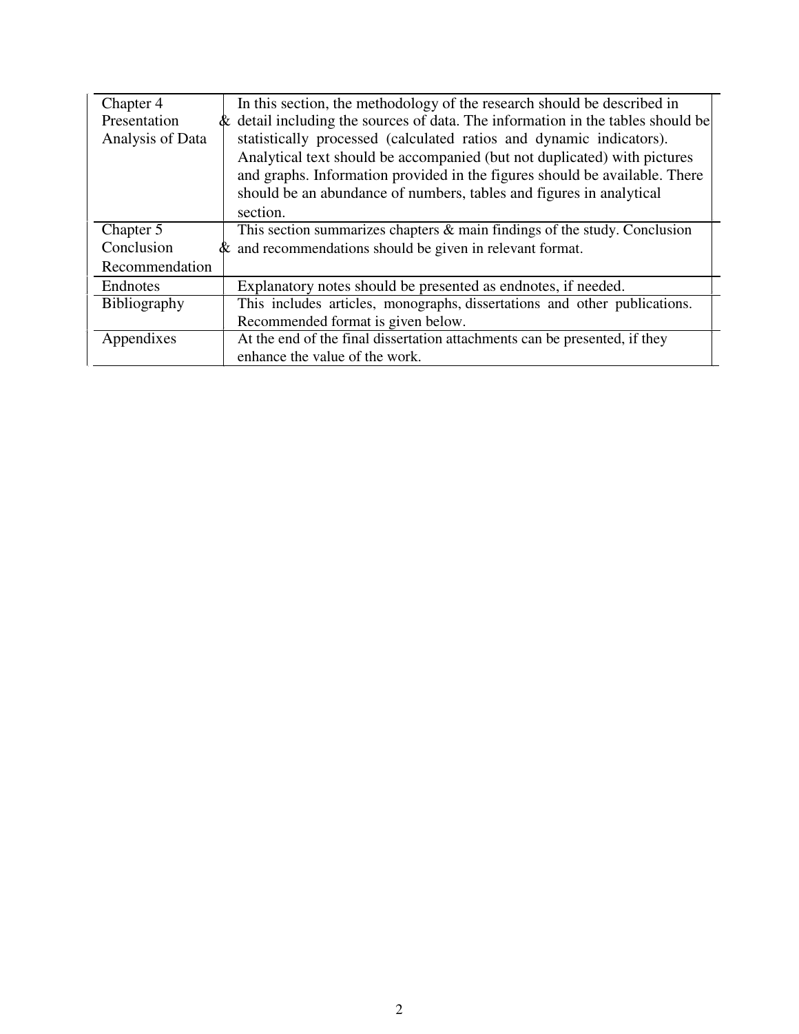| | |
|---|---|
| Chapter 4 Presentation & Analysis of Data | In this section, the methodology of the research should be described in detail including the sources of data. The information in the tables should be statistically processed (calculated ratios and dynamic indicators). Analytical text should be accompanied (but not duplicated) with pictures and graphs. Information provided in the figures should be available. There should be an abundance of numbers, tables and figures in analytical section. |
| Chapter 5 Conclusion & Recommendation | This section summarizes chapters & main findings of the study. Conclusion and recommendations should be given in relevant format. |
| Endnotes | Explanatory notes should be presented as endnotes, if needed. |
| Bibliography | This includes articles, monographs, dissertations and other publications. Recommended format is given below. |
| Appendixes | At the end of the final dissertation attachments can be presented, if they enhance the value of the work. |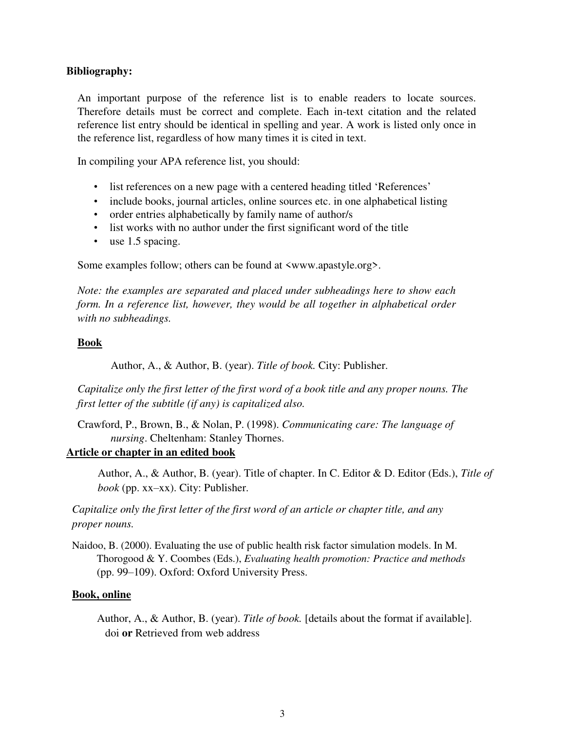**Bibliography:**

An important purpose of the reference list is to enable readers to locate sources. Therefore details must be correct and complete. Each in-text citation and the related reference list entry should be identical in spelling and year. A work is listed only once in the reference list, regardless of how many times it is cited in text.

In compiling your APA reference list, you should:

- list references on a new page with a centered heading titled 'References'
- include books, journal articles, online sources etc. in one alphabetical listing
- order entries alphabetically by family name of author/s
- list works with no author under the first significant word of the title
- use 1.5 spacing.

Some examples follow; others can be found at <www.apastyle.org>.

*Note: the examples are separated and placed under subheadings here to show each form. In a reference list, however, they would be all together in alphabetical order with no subheadings.*

**Book**

Author, A., & Author, B. (year). *Title of book.* City: Publisher.

*Capitalize only the first letter of the first word of a book title and any proper nouns. The first letter of the subtitle (if any) is capitalized also.*

Crawford, P., Brown, B., & Nolan, P. (1998). *Communicating care: The language of nursing*. Cheltenham: Stanley Thornes.

**Article or chapter in an edited book**

Author, A., & Author, B. (year). Title of chapter. In C. Editor & D. Editor (Eds.), *Title of book* (pp. xx–xx). City: Publisher.

*Capitalize only the first letter of the first word of an article or chapter title, and any proper nouns.*

Naidoo, B. (2000). Evaluating the use of public health risk factor simulation models. In M. Thorogood & Y. Coombes (Eds.), *Evaluating health promotion: Practice and methods* (pp. 99–109). Oxford: Oxford University Press.

**Book, online**

Author, A., & Author, B. (year). *Title of book.* [details about the format if available]. doi **or** Retrieved from web address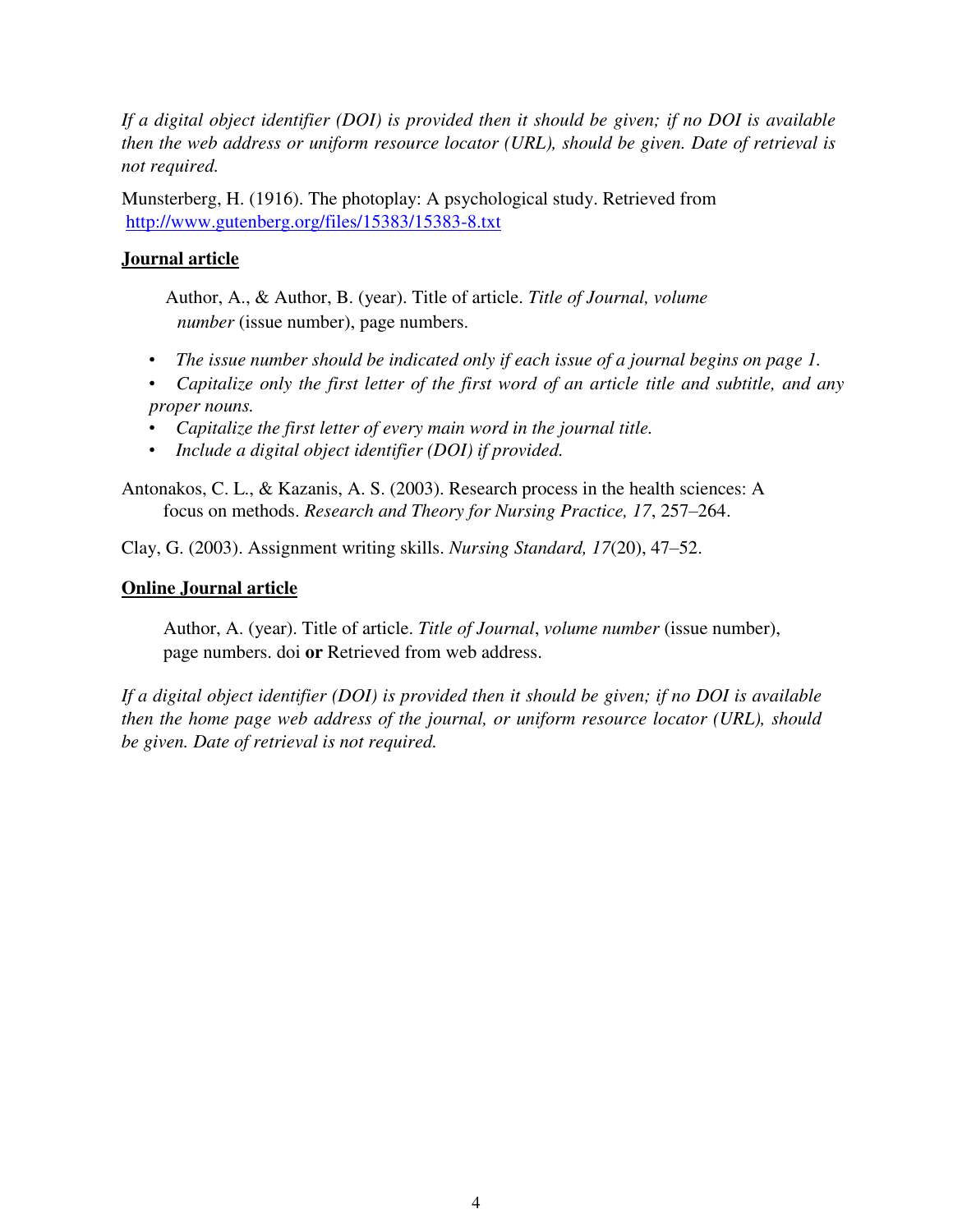*If a digital object identifier (DOI) is provided then it should be given; if no DOI is available then the web address or uniform resource locator (URL), should be given. Date of retrieval is not required.*

Munsterberg, H. (1916). The photoplay: A psychological study. Retrieved from [http://www.gutenberg.org/files/15383/15383-8.txt](http://www.gutenberg.org/files/15383/15383-8.txt)

## Journal article

Author, A., & Author, B. (year). Title of article. *Title of Journal, volume number* (issue number), page numbers.

- *The issue number should be indicated only if each issue of a journal begins on page 1.*
- *Capitalize only the first letter of the first word of an article title and subtitle, and any proper nouns.*
- *Capitalize the first letter of every main word in the journal title.*
- *Include a digital object identifier (DOI) if provided.*

Antonakos, C. L., & Kazanis, A. S. (2003). Research process in the health sciences: A focus on methods. *Research and Theory for Nursing Practice, 17*, 257–264.

Clay, G. (2003). Assignment writing skills. *Nursing Standard, 17*(20), 47–52.

## Online Journal article

Author, A. (year). Title of article. *Title of Journal*, *volume number* (issue number), page numbers. doi **or** Retrieved from web address.

*If a digital object identifier (DOI) is provided then it should be given; if no DOI is available then the home page web address of the journal, or uniform resource locator (URL), should be given. Date of retrieval is not required.*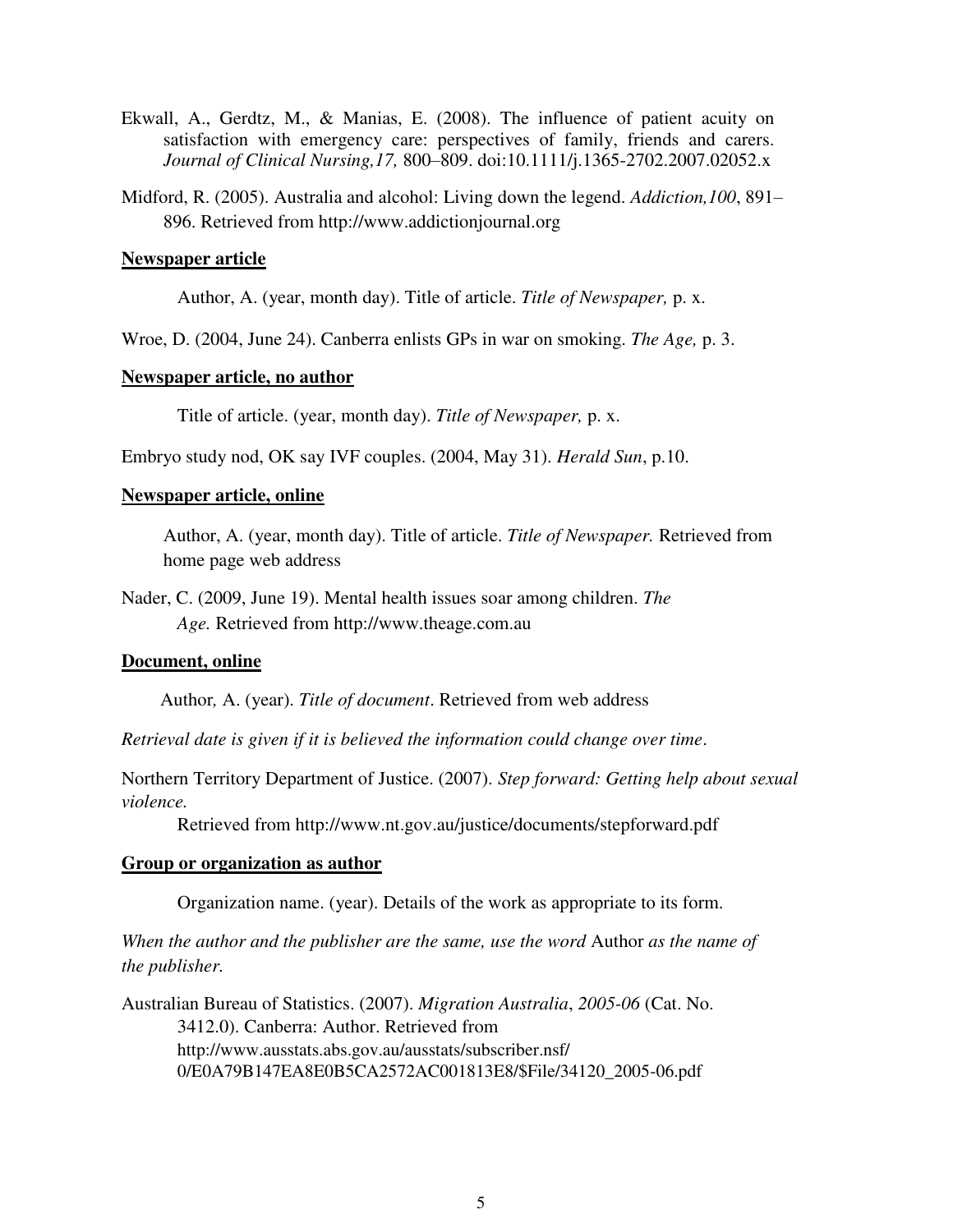Ekwall, A., Gerdtz, M., & Manias, E. (2008). The influence of patient acuity on satisfaction with emergency care: perspectives of family, friends and carers. *Journal of Clinical Nursing,17,* 800–809. doi:10.1111/j.1365-2702.2007.02052.x

Midford, R. (2005). Australia and alcohol: Living down the legend. *Addiction,100*, 891–896. Retrieved from http://www.addictionjournal.org

**Newspaper article**

Author, A. (year, month day). Title of article. *Title of Newspaper,* p. x.

Wroe, D. (2004, June 24). Canberra enlists GPs in war on smoking. *The Age,* p. 3.

**Newspaper article, no author**

Title of article. (year, month day). *Title of Newspaper,* p. x.

Embryo study nod, OK say IVF couples. (2004, May 31). *Herald Sun*, p.10.

**Newspaper article, online**

Author, A. (year, month day). Title of article. *Title of Newspaper.* Retrieved from home page web address

Nader, C. (2009, June 19). Mental health issues soar among children. *The Age.* Retrieved from http://www.theage.com.au

**Document, online**

Author*,* A. (year). *Title of document*. Retrieved from web address

*Retrieval date is given if it is believed the information could change over time*.

Northern Territory Department of Justice. (2007). *Step forward: Getting help about sexual violence.* Retrieved from http://www.nt.gov.au/justice/documents/stepforward.pdf

**Group or organization as author**

Organization name. (year). Details of the work as appropriate to its form.

*When the author and the publisher are the same, use the word* Author *as the name of the publisher.*

Australian Bureau of Statistics. (2007). *Migration Australia*, *2005-06* (Cat. No. 3412.0). Canberra: Author. Retrieved from http://www.ausstats.abs.gov.au/ausstats/subscriber.nsf/0/E0A79B147EA8E0B5CA2572AC001813E8/$File/34120_2005-06.pdf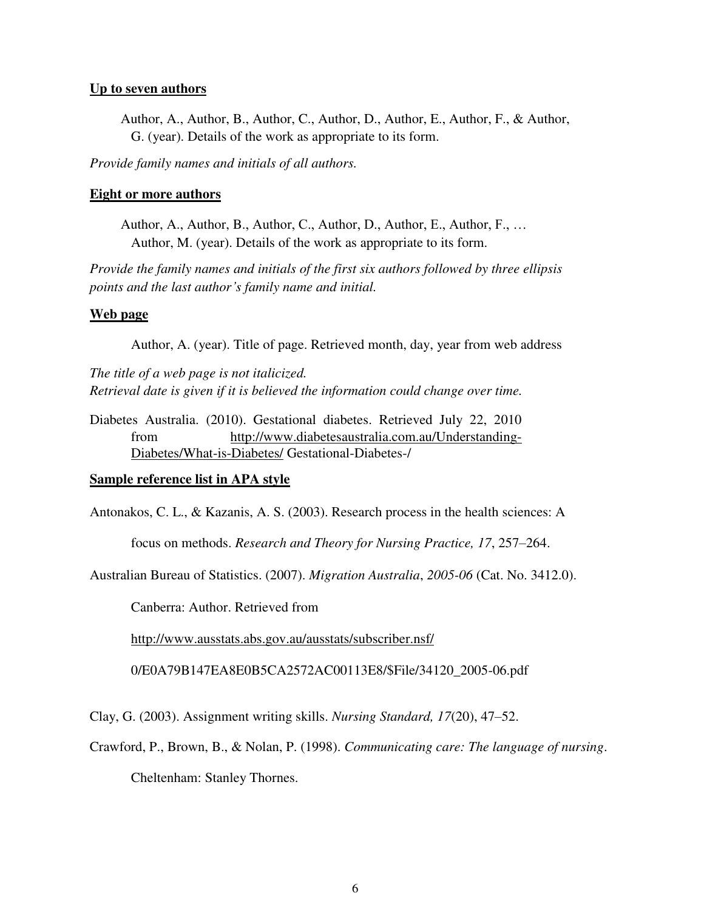**Up to seven authors**

Author, A., Author, B., Author, C., Author, D., Author, E., Author, F., & Author, G. (year). Details of the work as appropriate to its form.

*Provide family names and initials of all authors.*

**Eight or more authors**

Author, A., Author, B., Author, C., Author, D., Author, E., Author, F., … Author, M. (year). Details of the work as appropriate to its form.

*Provide the family names and initials of the first six authors followed by three ellipsis points and the last author's family name and initial.*

**Web page**

Author, A. (year). Title of page. Retrieved month, day, year from web address

*The title of a web page is not italicized.*
*Retrieval date is given if it is believed the information could change over time.*

Diabetes Australia. (2010). Gestational diabetes. Retrieved July 22, 2010 from http://www.diabetesaustralia.com.au/Understanding-Diabetes/What-is-Diabetes/ Gestational-Diabetes-/

**Sample reference list in APA style**

Antonakos, C. L., & Kazanis, A. S. (2003). Research process in the health sciences: A focus on methods. *Research and Theory for Nursing Practice, 17*, 257–264.

Australian Bureau of Statistics. (2007). *Migration Australia*, *2005-06* (Cat. No. 3412.0). Canberra: Author. Retrieved from http://www.ausstats.abs.gov.au/ausstats/subscriber.nsf/0/E0A79B147EA8E0B5CA2572AC00113E8/$File/34120_2005-06.pdf

Clay, G. (2003). Assignment writing skills. *Nursing Standard, 17*(20), 47–52.

Crawford, P., Brown, B., & Nolan, P. (1998). *Communicating care: The language of nursing*. Cheltenham: Stanley Thornes.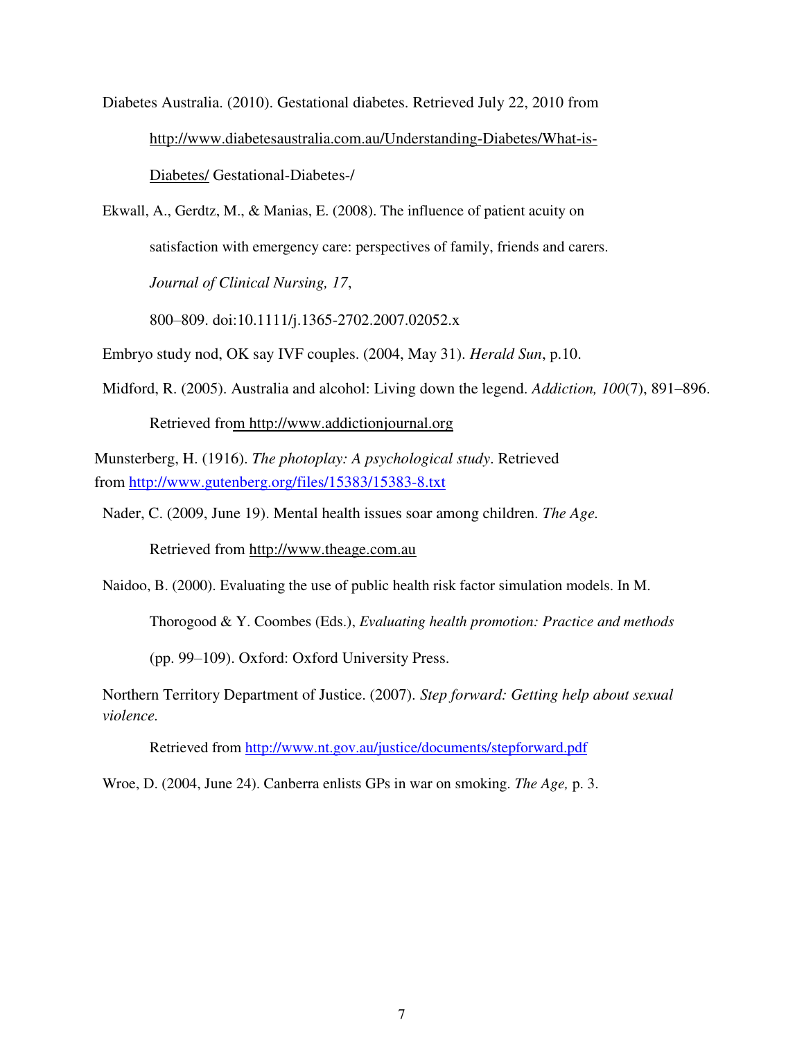Diabetes Australia. (2010). Gestational diabetes. Retrieved July 22, 2010 from http://www.diabetesaustralia.com.au/Understanding-Diabetes/What-is-Diabetes/ Gestational-Diabetes-/

Ekwall, A., Gerdtz, M., & Manias, E. (2008). The influence of patient acuity on satisfaction with emergency care: perspectives of family, friends and carers. *Journal of Clinical Nursing, 17*, 800–809. doi:10.1111/j.1365-2702.2007.02052.x

Embryo study nod, OK say IVF couples. (2004, May 31). *Herald Sun*, p.10.

Midford, R. (2005). Australia and alcohol: Living down the legend. *Addiction, 100*(7), 891–896. Retrieved from http://www.addictionjournal.org

Munsterberg, H. (1916). *The photoplay: A psychological study*. Retrieved from http://www.gutenberg.org/files/15383/15383-8.txt

Nader, C. (2009, June 19). Mental health issues soar among children. *The Age.* Retrieved from http://www.theage.com.au

Naidoo, B. (2000). Evaluating the use of public health risk factor simulation models. In M. Thorogood & Y. Coombes (Eds.), *Evaluating health promotion: Practice and methods* (pp. 99–109). Oxford: Oxford University Press.

Northern Territory Department of Justice. (2007). *Step forward: Getting help about sexual violence.* Retrieved from http://www.nt.gov.au/justice/documents/stepforward.pdf

Wroe, D. (2004, June 24). Canberra enlists GPs in war on smoking. *The Age,* p. 3.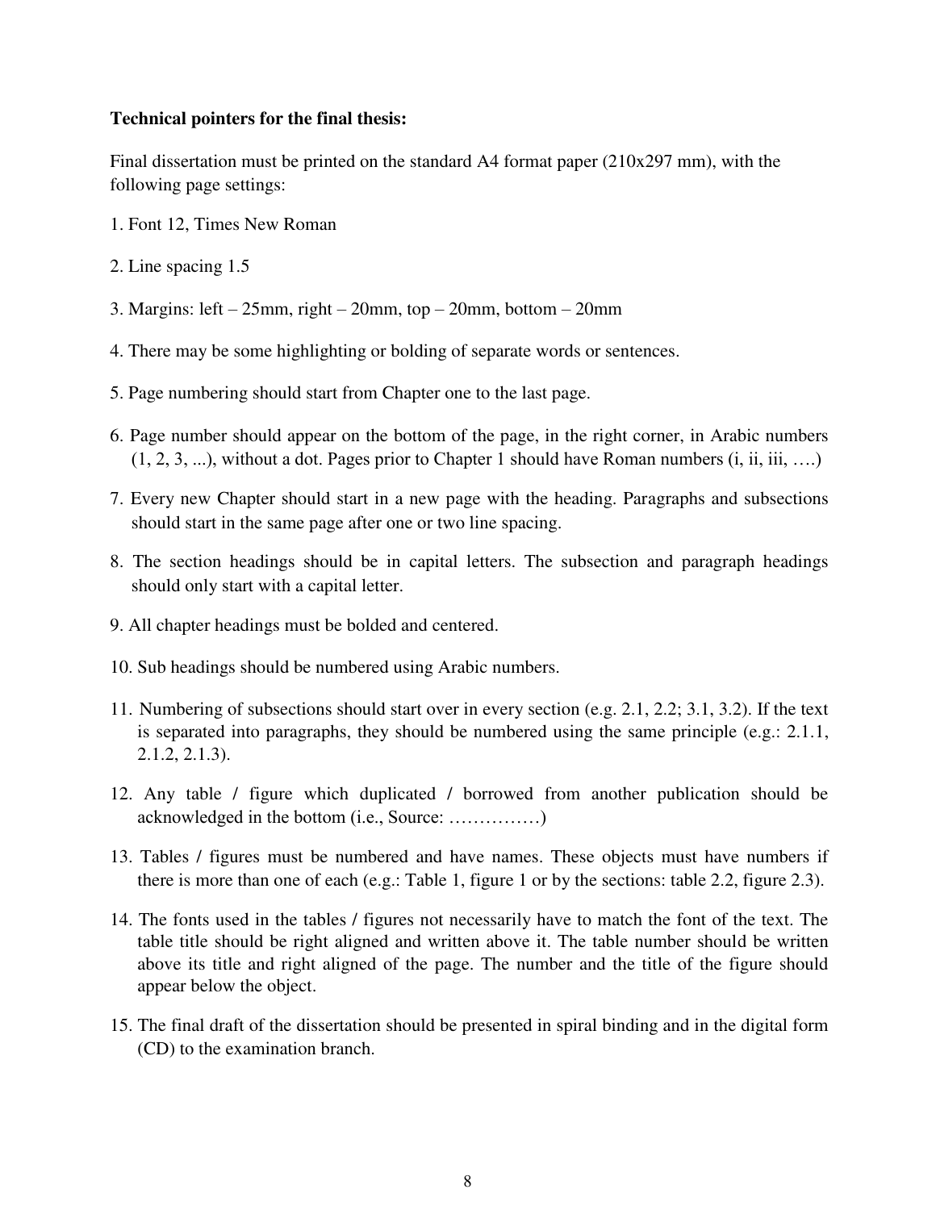**Technical pointers for the final thesis:**

Final dissertation must be printed on the standard A4 format paper (210x297 mm), with the following page settings:

1. Font 12, Times New Roman
2. Line spacing 1.5
3. Margins: left – 25mm, right – 20mm, top – 20mm, bottom – 20mm
4. There may be some highlighting or bolding of separate words or sentences.
5. Page numbering should start from Chapter one to the last page.
6. Page number should appear on the bottom of the page, in the right corner, in Arabic numbers (1, 2, 3, ...), without a dot. Pages prior to Chapter 1 should have Roman numbers (i, ii, iii, ….)
7. Every new Chapter should start in a new page with the heading. Paragraphs and subsections should start in the same page after one or two line spacing.
8. The section headings should be in capital letters. The subsection and paragraph headings should only start with a capital letter.
9. All chapter headings must be bolded and centered.
10. Sub headings should be numbered using Arabic numbers.
11. Numbering of subsections should start over in every section (e.g. 2.1, 2.2; 3.1, 3.2). If the text is separated into paragraphs, they should be numbered using the same principle (e.g.: 2.1.1, 2.1.2, 2.1.3).
12. Any table / figure which duplicated / borrowed from another publication should be acknowledged in the bottom (i.e., Source: ……………)
13. Tables / figures must be numbered and have names. These objects must have numbers if there is more than one of each (e.g.: Table 1, figure 1 or by the sections: table 2.2, figure 2.3).
14. The fonts used in the tables / figures not necessarily have to match the font of the text. The table title should be right aligned and written above it. The table number should be written above its title and right aligned of the page. The number and the title of the figure should appear below the object.
15. The final draft of the dissertation should be presented in spiral binding and in the digital form (CD) to the examination branch.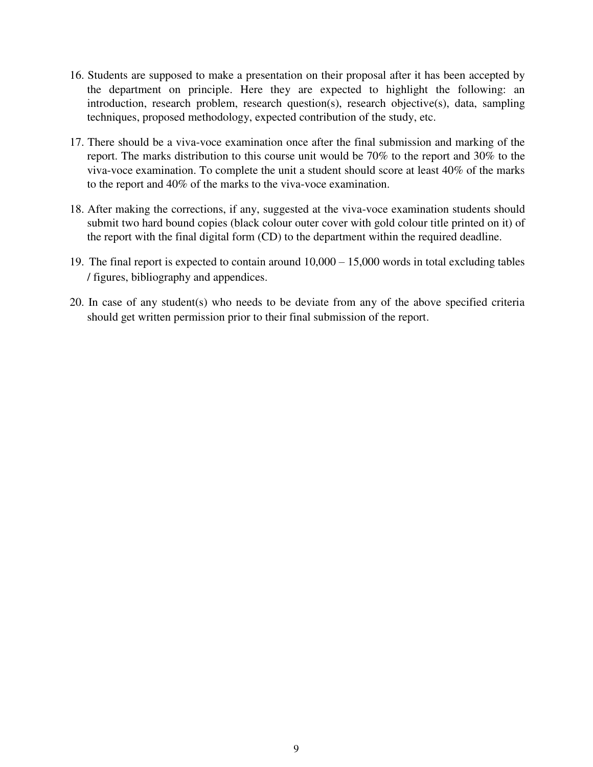16. Students are supposed to make a presentation on their proposal after it has been accepted by the department on principle. Here they are expected to highlight the following: an introduction, research problem, research question(s), research objective(s), data, sampling techniques, proposed methodology, expected contribution of the study, etc.

17. There should be a viva-voce examination once after the final submission and marking of the report. The marks distribution to this course unit would be 70% to the report and 30% to the viva-voce examination. To complete the unit a student should score at least 40% of the marks to the report and 40% of the marks to the viva-voce examination.

18. After making the corrections, if any, suggested at the viva-voce examination students should submit two hard bound copies (black colour outer cover with gold colour title printed on it) of the report with the final digital form (CD) to the department within the required deadline.

19. The final report is expected to contain around 10,000 – 15,000 words in total excluding tables / figures, bibliography and appendices.

20. In case of any student(s) who needs to be deviate from any of the above specified criteria should get written permission prior to their final submission of the report.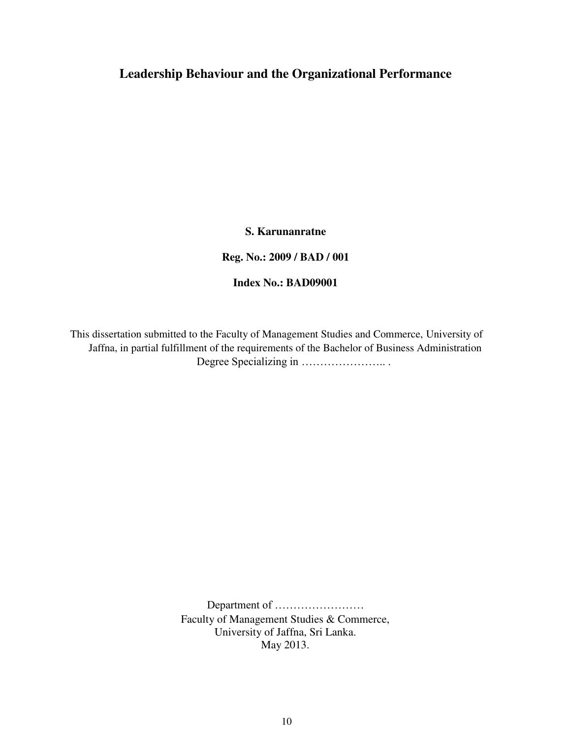# Leadership Behaviour and the Organizational Performance

**S. Karunanratne**

**Reg. No.: 2009 / BAD / 001**

**Index No.: BAD09001**

This dissertation submitted to the Faculty of Management Studies and Commerce, University of Jaffna, in partial fulfillment of the requirements of the Bachelor of Business Administration Degree Specializing in ………………….. .

Department of ……………………
Faculty of Management Studies & Commerce,
University of Jaffna, Sri Lanka.
May 2013.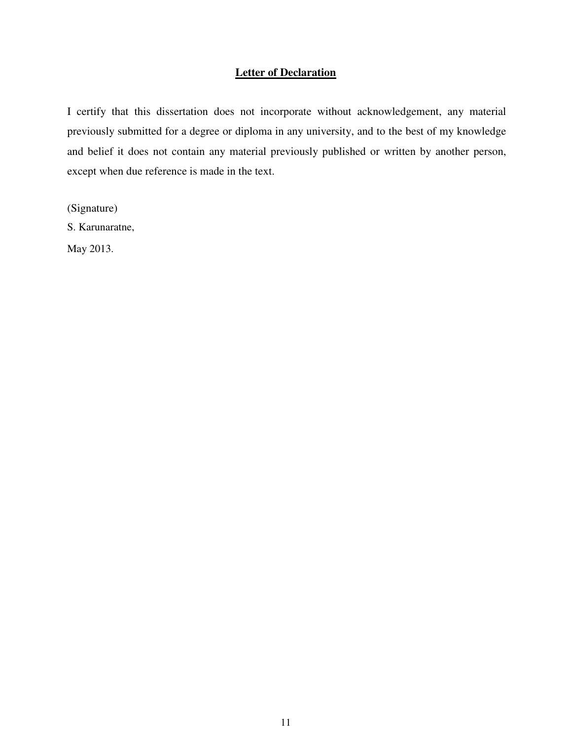## **Letter of Declaration**

I certify that this dissertation does not incorporate without acknowledgement, any material previously submitted for a degree or diploma in any university, and to the best of my knowledge and belief it does not contain any material previously published or written by another person, except when due reference is made in the text.

(Signature)

S. Karunaratne,

May 2013.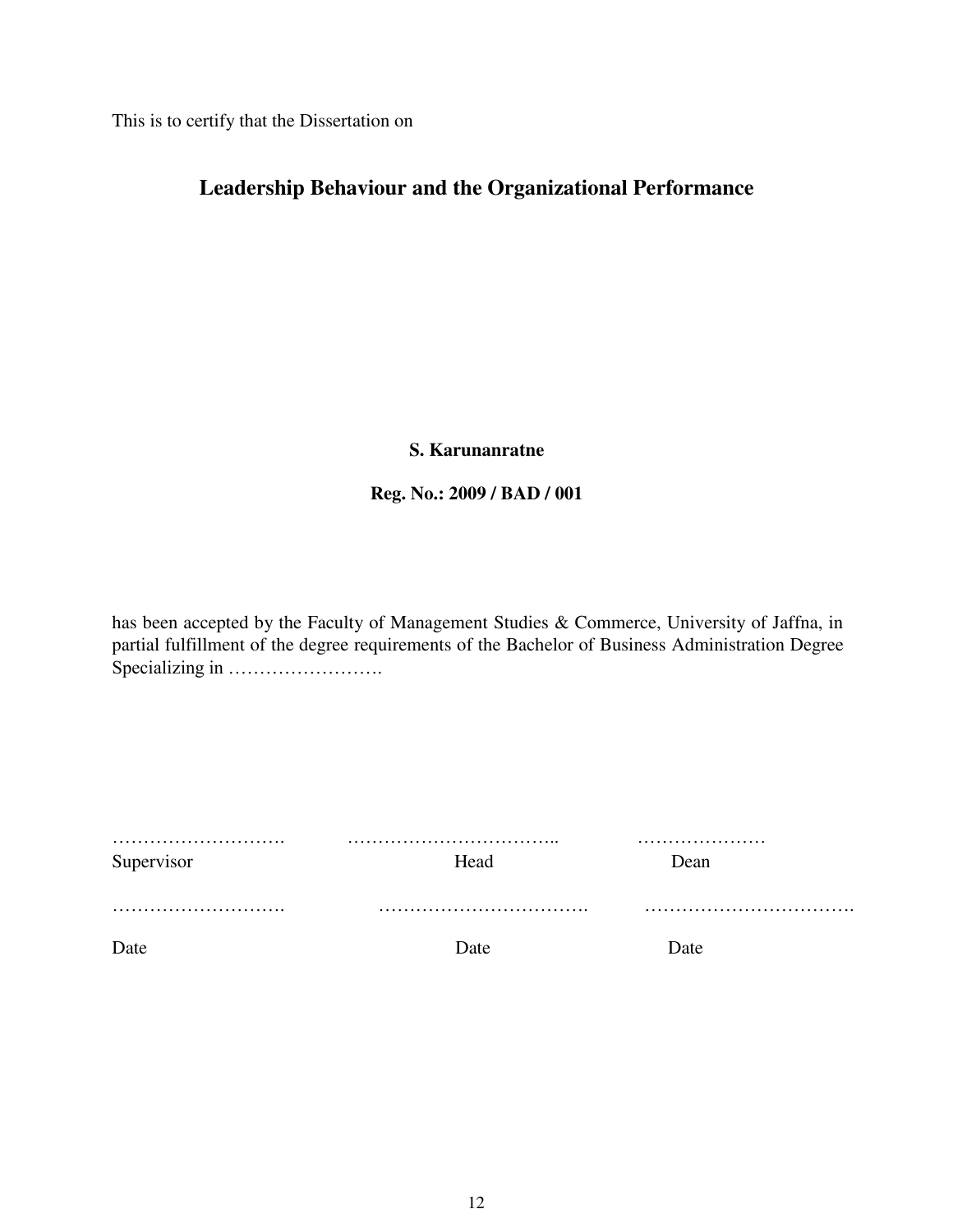This is to certify that the Dissertation on

## Leadership Behaviour and the Organizational Performance

**S. Karunanratne**

**Reg. No.: 2009 / BAD / 001**

has been accepted by the Faculty of Management Studies & Commerce, University of Jaffna, in partial fulfillment of the degree requirements of the Bachelor of Business Administration Degree Specializing in …………………….

| | | |
|---|---|---|
| ………………………. | …………………………….. | ………………… |
| Supervisor | Head | Dean |
| ………………………. | ……………………………. | ……………………………. |
| Date | Date | Date |